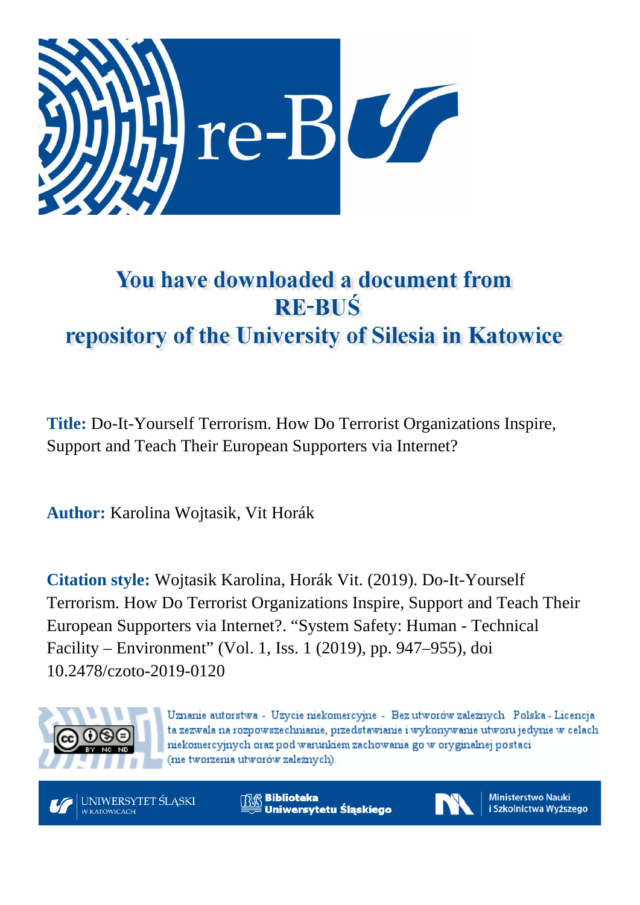# You have downloaded a document from RE-BUŚ repository of the University of Silesia in Katowice

**Title:** Do-It-Yourself Terrorism. How Do Terrorist Organizations Inspire, Support and Teach Their European Supporters via Internet?

**Author:** Karolina Wojtasik, Vit Horák

**Citation style:** Wojtasik Karolina, Horák Vit. (2019). Do-It-Yourself Terrorism. How Do Terrorist Organizations Inspire, Support and Teach Their European Supporters via Internet?. "System Safety: Human - Technical Facility – Environment" (Vol. 1, Iss. 1 (2019), pp. 947–955), doi 10.2478/czoto-2019-0120

Uznanie autorstwa - Użycie niekomercyjne - Bez utworów zależnych Polska - Licencja ta zezwala na rozpowszechnianie, przedstawianie i wykonywanie utworu jedynie w celach niekomercyjnych oraz pod warunkiem zachowania go w oryginalnej postaci (nie tworzenia utworów zależnych).

UNIWERSYTET ŚLĄSKI W KATOWICACH | Biblioteka Uniwersytetu Śląskiego | Ministerstwo Nauki i Szkolnictwa Wyższego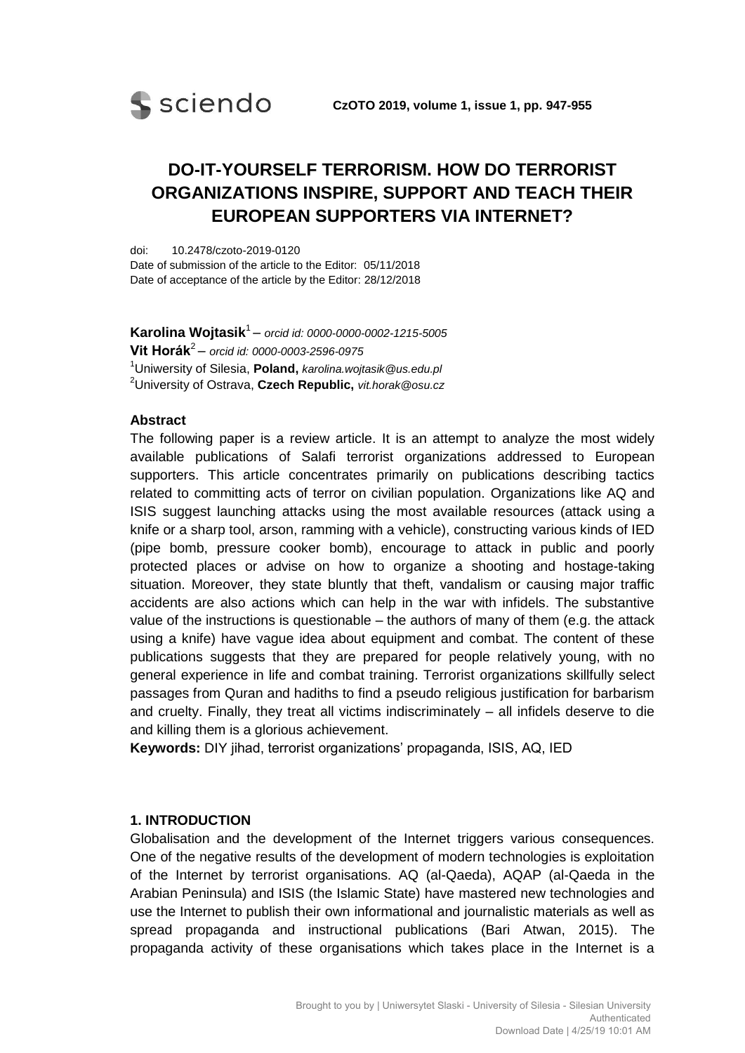# DO-IT-YOURSELF TERRORISM. HOW DO TERRORIST ORGANIZATIONS INSPIRE, SUPPORT AND TEACH THEIR EUROPEAN SUPPORTERS VIA INTERNET?

doi: 10.2478/czoto-2019-0120
Date of submission of the article to the Editor: 05/11/2018
Date of acceptance of the article by the Editor: 28/12/2018

**Karolina Wojtasik**[1] – *orcid id: 0000-0000-0002-1215-5005*
**Vit Horák**[2] – *orcid id: 0000-0003-2596-0975*
[1]Uniwersity of Silesia, **Poland,** *karolina.wojtasik@us.edu.pl*
[2]University of Ostrava, **Czech Republic,** *vit.horak@osu.cz*

**Abstract**

The following paper is a review article. It is an attempt to analyze the most widely available publications of Salafi terrorist organizations addressed to European supporters. This article concentrates primarily on publications describing tactics related to committing acts of terror on civilian population. Organizations like AQ and ISIS suggest launching attacks using the most available resources (attack using a knife or a sharp tool, arson, ramming with a vehicle), constructing various kinds of IED (pipe bomb, pressure cooker bomb), encourage to attack in public and poorly protected places or advise on how to organize a shooting and hostage-taking situation. Moreover, they state bluntly that theft, vandalism or causing major traffic accidents are also actions which can help in the war with infidels. The substantive value of the instructions is questionable – the authors of many of them (e.g. the attack using a knife) have vague idea about equipment and combat. The content of these publications suggests that they are prepared for people relatively young, with no general experience in life and combat training. Terrorist organizations skillfully select passages from Quran and hadiths to find a pseudo religious justification for barbarism and cruelty. Finally, they treat all victims indiscriminately – all infidels deserve to die and killing them is a glorious achievement.

**Keywords:** DIY jihad, terrorist organizations' propaganda, ISIS, AQ, IED

## 1. INTRODUCTION

Globalisation and the development of the Internet triggers various consequences. One of the negative results of the development of modern technologies is exploitation of the Internet by terrorist organisations. AQ (al-Qaeda), AQAP (al-Qaeda in the Arabian Peninsula) and ISIS (the Islamic State) have mastered new technologies and use the Internet to publish their own informational and journalistic materials as well as spread propaganda and instructional publications (Bari Atwan, 2015). The propaganda activity of these organisations which takes place in the Internet is a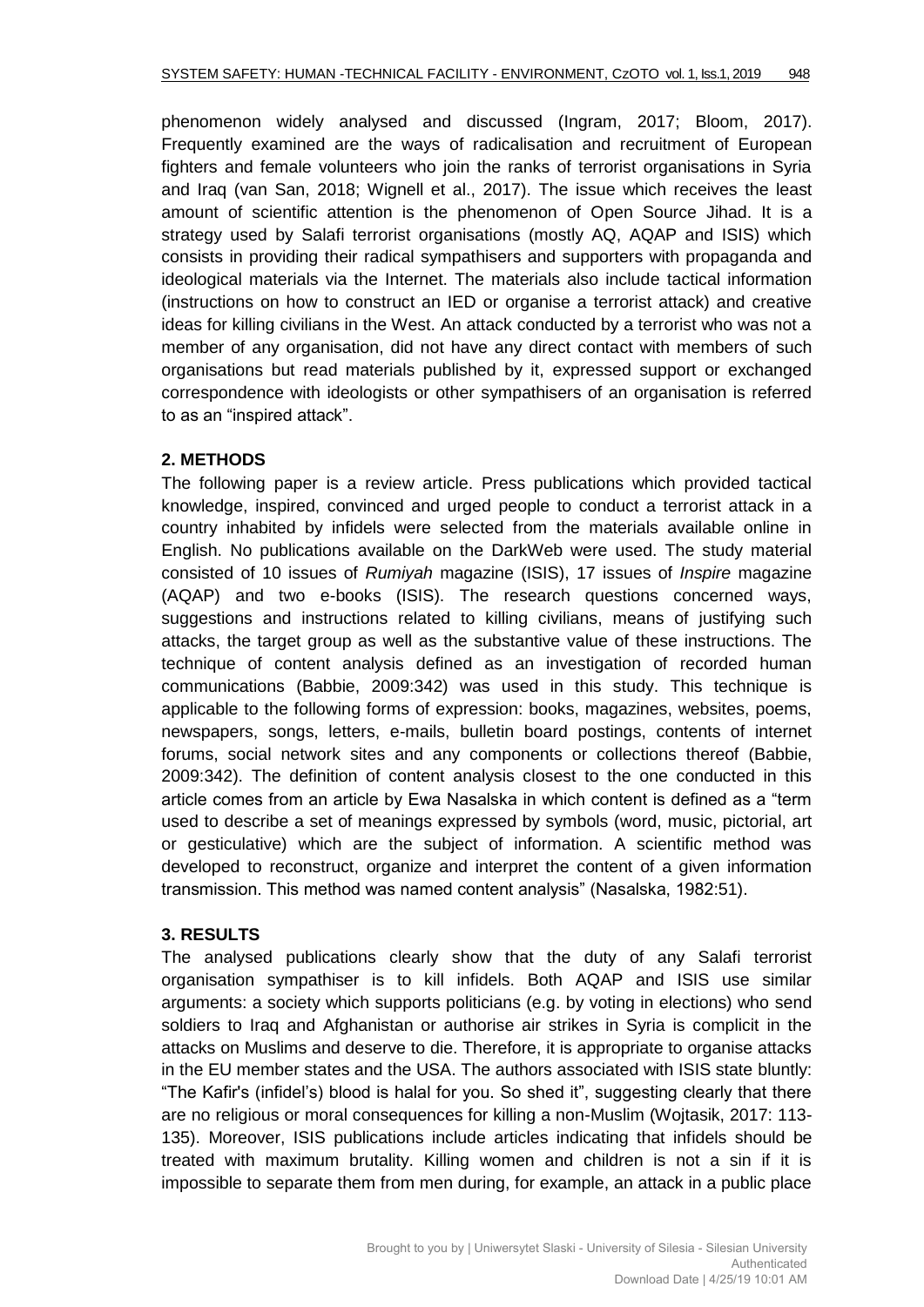phenomenon widely analysed and discussed (Ingram, 2017; Bloom, 2017). Frequently examined are the ways of radicalisation and recruitment of European fighters and female volunteers who join the ranks of terrorist organisations in Syria and Iraq (van San, 2018; Wignell et al., 2017). The issue which receives the least amount of scientific attention is the phenomenon of Open Source Jihad. It is a strategy used by Salafi terrorist organisations (mostly AQ, AQAP and ISIS) which consists in providing their radical sympathisers and supporters with propaganda and ideological materials via the Internet. The materials also include tactical information (instructions on how to construct an IED or organise a terrorist attack) and creative ideas for killing civilians in the West. An attack conducted by a terrorist who was not a member of any organisation, did not have any direct contact with members of such organisations but read materials published by it, expressed support or exchanged correspondence with ideologists or other sympathisers of an organisation is referred to as an "inspired attack".

## 2. METHODS

The following paper is a review article. Press publications which provided tactical knowledge, inspired, convinced and urged people to conduct a terrorist attack in a country inhabited by infidels were selected from the materials available online in English. No publications available on the DarkWeb were used. The study material consisted of 10 issues of *Rumiyah* magazine (ISIS), 17 issues of *Inspire* magazine (AQAP) and two e-books (ISIS). The research questions concerned ways, suggestions and instructions related to killing civilians, means of justifying such attacks, the target group as well as the substantive value of these instructions. The technique of content analysis defined as an investigation of recorded human communications (Babbie, 2009:342) was used in this study. This technique is applicable to the following forms of expression: books, magazines, websites, poems, newspapers, songs, letters, e-mails, bulletin board postings, contents of internet forums, social network sites and any components or collections thereof (Babbie, 2009:342). The definition of content analysis closest to the one conducted in this article comes from an article by Ewa Nasalska in which content is defined as a "term used to describe a set of meanings expressed by symbols (word, music, pictorial, art or gesticulative) which are the subject of information. A scientific method was developed to reconstruct, organize and interpret the content of a given information transmission. This method was named content analysis" (Nasalska, 1982:51).

## 3. RESULTS

The analysed publications clearly show that the duty of any Salafi terrorist organisation sympathiser is to kill infidels. Both AQAP and ISIS use similar arguments: a society which supports politicians (e.g. by voting in elections) who send soldiers to Iraq and Afghanistan or authorise air strikes in Syria is complicit in the attacks on Muslims and deserve to die. Therefore, it is appropriate to organise attacks in the EU member states and the USA. The authors associated with ISIS state bluntly: "The Kafir's (infidel's) blood is halal for you. So shed it", suggesting clearly that there are no religious or moral consequences for killing a non-Muslim (Wojtasik, 2017: 113-135). Moreover, ISIS publications include articles indicating that infidels should be treated with maximum brutality. Killing women and children is not a sin if it is impossible to separate them from men during, for example, an attack in a public place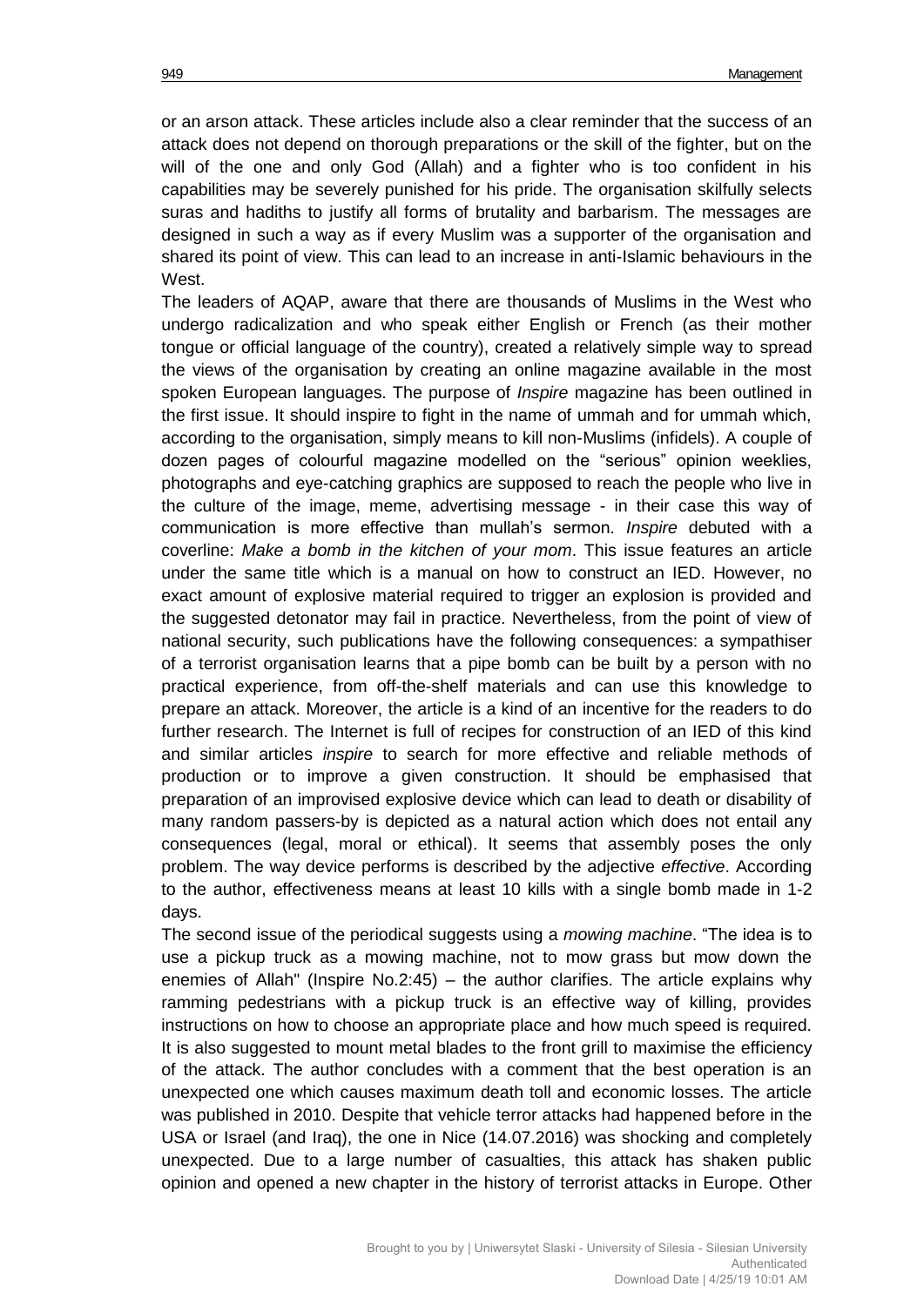or an arson attack. These articles include also a clear reminder that the success of an attack does not depend on thorough preparations or the skill of the fighter, but on the will of the one and only God (Allah) and a fighter who is too confident in his capabilities may be severely punished for his pride. The organisation skilfully selects suras and hadiths to justify all forms of brutality and barbarism. The messages are designed in such a way as if every Muslim was a supporter of the organisation and shared its point of view. This can lead to an increase in anti-Islamic behaviours in the West.

The leaders of AQAP, aware that there are thousands of Muslims in the West who undergo radicalization and who speak either English or French (as their mother tongue or official language of the country), created a relatively simple way to spread the views of the organisation by creating an online magazine available in the most spoken European languages. The purpose of *Inspire* magazine has been outlined in the first issue. It should inspire to fight in the name of ummah and for ummah which, according to the organisation, simply means to kill non-Muslims (infidels). A couple of dozen pages of colourful magazine modelled on the "serious" opinion weeklies, photographs and eye-catching graphics are supposed to reach the people who live in the culture of the image, meme, advertising message - in their case this way of communication is more effective than mullah's sermon. *Inspire* debuted with a coverline: *Make a bomb in the kitchen of your mom*. This issue features an article under the same title which is a manual on how to construct an IED. However, no exact amount of explosive material required to trigger an explosion is provided and the suggested detonator may fail in practice. Nevertheless, from the point of view of national security, such publications have the following consequences: a sympathiser of a terrorist organisation learns that a pipe bomb can be built by a person with no practical experience, from off-the-shelf materials and can use this knowledge to prepare an attack. Moreover, the article is a kind of an incentive for the readers to do further research. The Internet is full of recipes for construction of an IED of this kind and similar articles *inspire* to search for more effective and reliable methods of production or to improve a given construction. It should be emphasised that preparation of an improvised explosive device which can lead to death or disability of many random passers-by is depicted as a natural action which does not entail any consequences (legal, moral or ethical). It seems that assembly poses the only problem. The way device performs is described by the adjective *effective*. According to the author, effectiveness means at least 10 kills with a single bomb made in 1-2 days.

The second issue of the periodical suggests using a *mowing machine*. "The idea is to use a pickup truck as a mowing machine, not to mow grass but mow down the enemies of Allah" (Inspire No.2:45) – the author clarifies. The article explains why ramming pedestrians with a pickup truck is an effective way of killing, provides instructions on how to choose an appropriate place and how much speed is required. It is also suggested to mount metal blades to the front grill to maximise the efficiency of the attack. The author concludes with a comment that the best operation is an unexpected one which causes maximum death toll and economic losses. The article was published in 2010. Despite that vehicle terror attacks had happened before in the USA or Israel (and Iraq), the one in Nice (14.07.2016) was shocking and completely unexpected. Due to a large number of casualties, this attack has shaken public opinion and opened a new chapter in the history of terrorist attacks in Europe. Other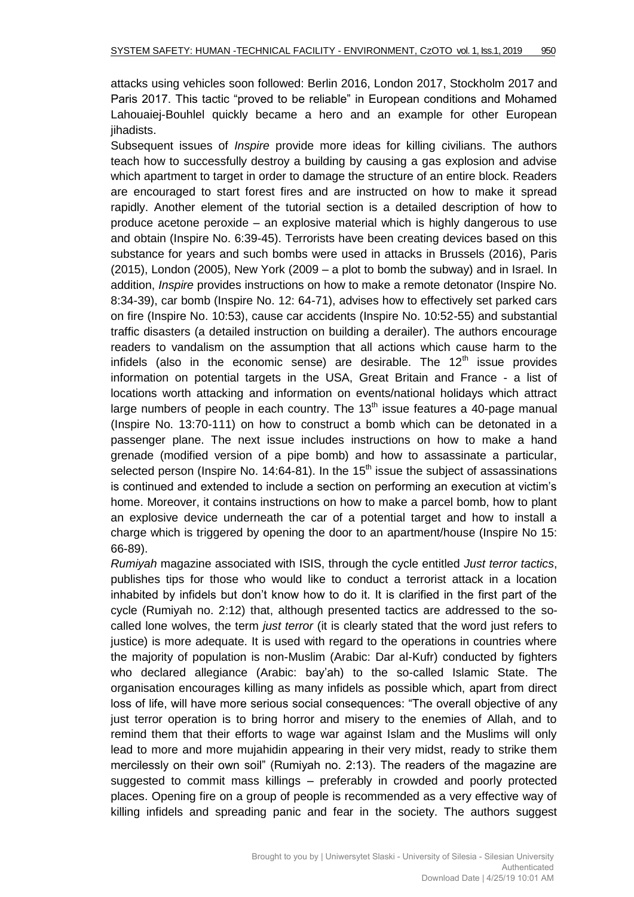attacks using vehicles soon followed: Berlin 2016, London 2017, Stockholm 2017 and Paris 2017. This tactic "proved to be reliable" in European conditions and Mohamed Lahouaiej-Bouhlel quickly became a hero and an example for other European jihadists.

Subsequent issues of *Inspire* provide more ideas for killing civilians. The authors teach how to successfully destroy a building by causing a gas explosion and advise which apartment to target in order to damage the structure of an entire block. Readers are encouraged to start forest fires and are instructed on how to make it spread rapidly. Another element of the tutorial section is a detailed description of how to produce acetone peroxide – an explosive material which is highly dangerous to use and obtain (Inspire No. 6:39-45). Terrorists have been creating devices based on this substance for years and such bombs were used in attacks in Brussels (2016), Paris (2015), London (2005), New York (2009 – a plot to bomb the subway) and in Israel. In addition, *Inspire* provides instructions on how to make a remote detonator (Inspire No. 8:34-39), car bomb (Inspire No. 12: 64-71), advises how to effectively set parked cars on fire (Inspire No. 10:53), cause car accidents (Inspire No. 10:52-55) and substantial traffic disasters (a detailed instruction on building a derailer). The authors encourage readers to vandalism on the assumption that all actions which cause harm to the infidels (also in the economic sense) are desirable. The 12th issue provides information on potential targets in the USA, Great Britain and France - a list of locations worth attacking and information on events/national holidays which attract large numbers of people in each country. The 13th issue features a 40-page manual (Inspire No. 13:70-111) on how to construct a bomb which can be detonated in a passenger plane. The next issue includes instructions on how to make a hand grenade (modified version of a pipe bomb) and how to assassinate a particular, selected person (Inspire No. 14:64-81). In the 15th issue the subject of assassinations is continued and extended to include a section on performing an execution at victim's home. Moreover, it contains instructions on how to make a parcel bomb, how to plant an explosive device underneath the car of a potential target and how to install a charge which is triggered by opening the door to an apartment/house (Inspire No 15: 66-89).

*Rumiyah* magazine associated with ISIS, through the cycle entitled *Just terror tactics*, publishes tips for those who would like to conduct a terrorist attack in a location inhabited by infidels but don't know how to do it. It is clarified in the first part of the cycle (Rumiyah no. 2:12) that, although presented tactics are addressed to the so-called lone wolves, the term *just terror* (it is clearly stated that the word just refers to justice) is more adequate. It is used with regard to the operations in countries where the majority of population is non-Muslim (Arabic: Dar al-Kufr) conducted by fighters who declared allegiance (Arabic: bay'ah) to the so-called Islamic State. The organisation encourages killing as many infidels as possible which, apart from direct loss of life, will have more serious social consequences: "The overall objective of any just terror operation is to bring horror and misery to the enemies of Allah, and to remind them that their efforts to wage war against Islam and the Muslims will only lead to more and more mujahidin appearing in their very midst, ready to strike them mercilessly on their own soil" (Rumiyah no. 2:13). The readers of the magazine are suggested to commit mass killings – preferably in crowded and poorly protected places. Opening fire on a group of people is recommended as a very effective way of killing infidels and spreading panic and fear in the society. The authors suggest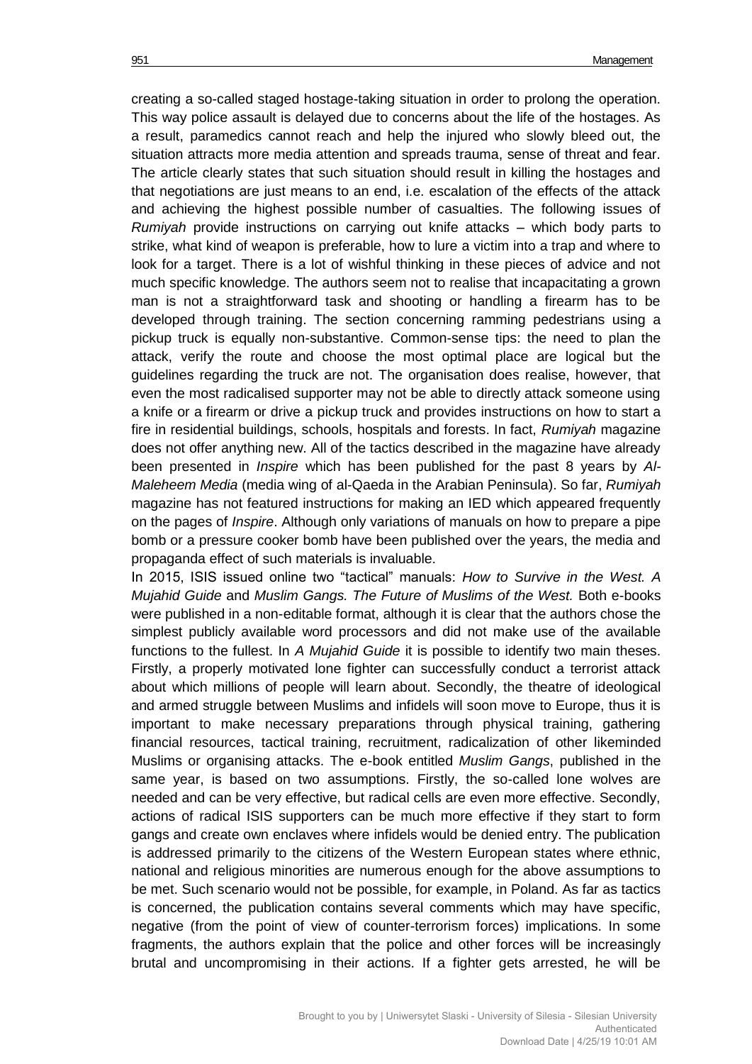creating a so-called staged hostage-taking situation in order to prolong the operation. This way police assault is delayed due to concerns about the life of the hostages. As a result, paramedics cannot reach and help the injured who slowly bleed out, the situation attracts more media attention and spreads trauma, sense of threat and fear. The article clearly states that such situation should result in killing the hostages and that negotiations are just means to an end, i.e. escalation of the effects of the attack and achieving the highest possible number of casualties. The following issues of *Rumiyah* provide instructions on carrying out knife attacks – which body parts to strike, what kind of weapon is preferable, how to lure a victim into a trap and where to look for a target. There is a lot of wishful thinking in these pieces of advice and not much specific knowledge. The authors seem not to realise that incapacitating a grown man is not a straightforward task and shooting or handling a firearm has to be developed through training. The section concerning ramming pedestrians using a pickup truck is equally non-substantive. Common-sense tips: the need to plan the attack, verify the route and choose the most optimal place are logical but the guidelines regarding the truck are not. The organisation does realise, however, that even the most radicalised supporter may not be able to directly attack someone using a knife or a firearm or drive a pickup truck and provides instructions on how to start a fire in residential buildings, schools, hospitals and forests. In fact, *Rumiyah* magazine does not offer anything new. All of the tactics described in the magazine have already been presented in *Inspire* which has been published for the past 8 years by *Al-Maleheem Media* (media wing of al-Qaeda in the Arabian Peninsula). So far, *Rumiyah* magazine has not featured instructions for making an IED which appeared frequently on the pages of *Inspire*. Although only variations of manuals on how to prepare a pipe bomb or a pressure cooker bomb have been published over the years, the media and propaganda effect of such materials is invaluable.

In 2015, ISIS issued online two "tactical" manuals: *How to Survive in the West. A Mujahid Guide* and *Muslim Gangs. The Future of Muslims of the West.* Both e-books were published in a non-editable format, although it is clear that the authors chose the simplest publicly available word processors and did not make use of the available functions to the fullest. In *A Mujahid Guide* it is possible to identify two main theses. Firstly, a properly motivated lone fighter can successfully conduct a terrorist attack about which millions of people will learn about. Secondly, the theatre of ideological and armed struggle between Muslims and infidels will soon move to Europe, thus it is important to make necessary preparations through physical training, gathering financial resources, tactical training, recruitment, radicalization of other likeminded Muslims or organising attacks. The e-book entitled *Muslim Gangs*, published in the same year, is based on two assumptions. Firstly, the so-called lone wolves are needed and can be very effective, but radical cells are even more effective. Secondly, actions of radical ISIS supporters can be much more effective if they start to form gangs and create own enclaves where infidels would be denied entry. The publication is addressed primarily to the citizens of the Western European states where ethnic, national and religious minorities are numerous enough for the above assumptions to be met. Such scenario would not be possible, for example, in Poland. As far as tactics is concerned, the publication contains several comments which may have specific, negative (from the point of view of counter-terrorism forces) implications. In some fragments, the authors explain that the police and other forces will be increasingly brutal and uncompromising in their actions. If a fighter gets arrested, he will be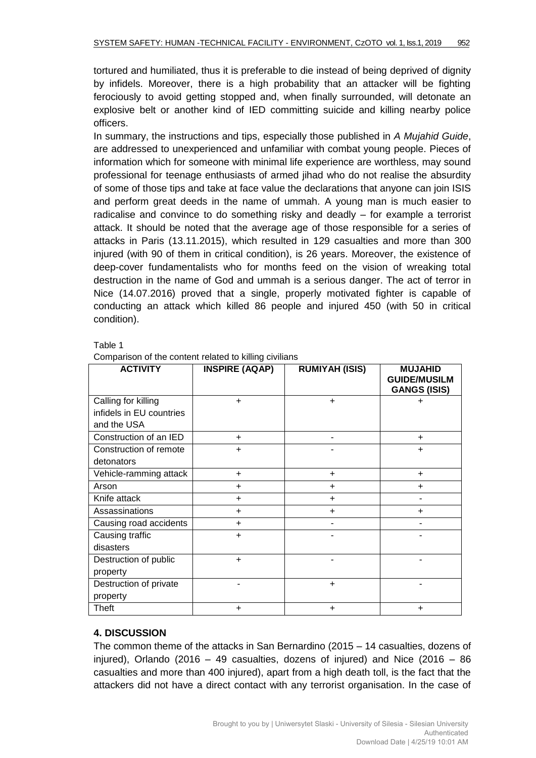tortured and humiliated, thus it is preferable to die instead of being deprived of dignity by infidels. Moreover, there is a high probability that an attacker will be fighting ferociously to avoid getting stopped and, when finally surrounded, will detonate an explosive belt or another kind of IED committing suicide and killing nearby police officers.

In summary, the instructions and tips, especially those published in *A Mujahid Guide*, are addressed to unexperienced and unfamiliar with combat young people. Pieces of information which for someone with minimal life experience are worthless, may sound professional for teenage enthusiasts of armed jihad who do not realise the absurdity of some of those tips and take at face value the declarations that anyone can join ISIS and perform great deeds in the name of ummah. A young man is much easier to radicalise and convince to do something risky and deadly – for example a terrorist attack. It should be noted that the average age of those responsible for a series of attacks in Paris (13.11.2015), which resulted in 129 casualties and more than 300 injured (with 90 of them in critical condition), is 26 years. Moreover, the existence of deep-cover fundamentalists who for months feed on the vision of wreaking total destruction in the name of God and ummah is a serious danger. The act of terror in Nice (14.07.2016) proved that a single, properly motivated fighter is capable of conducting an attack which killed 86 people and injured 450 (with 50 in critical condition).

Table 1

Comparison of the content related to killing civilians

| ACTIVITY | INSPIRE (AQAP) | RUMIYAH (ISIS) | MUJAHID GUIDE/MUSILM GANGS (ISIS) |
|---|---|---|---|
| Calling for killing infidels in EU countries and the USA | + | + | + |
| Construction of an IED | + | - | + |
| Construction of remote detonators | + | - | + |
| Vehicle-ramming attack | + | + | + |
| Arson | + | + | + |
| Knife attack | + | + | - |
| Assassinations | + | + | + |
| Causing road accidents | + | - | - |
| Causing traffic disasters | + | - | - |
| Destruction of public property | + | - | - |
| Destruction of private property | - | + | - |
| Theft | + | + | + |

## 4. DISCUSSION

The common theme of the attacks in San Bernardino (2015 – 14 casualties, dozens of injured), Orlando (2016 – 49 casualties, dozens of injured) and Nice (2016 – 86 casualties and more than 400 injured), apart from a high death toll, is the fact that the attackers did not have a direct contact with any terrorist organisation. In the case of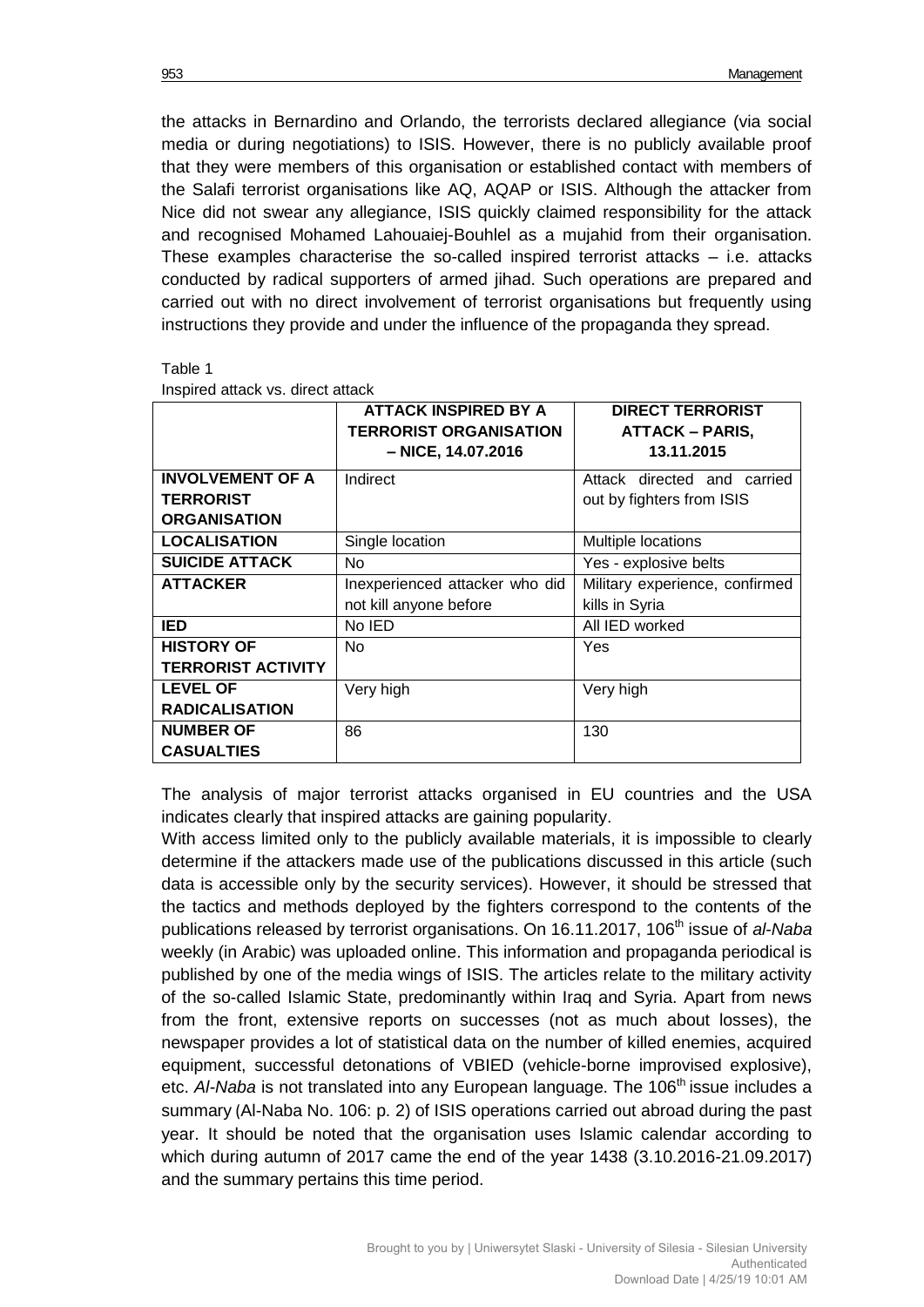the attacks in Bernardino and Orlando, the terrorists declared allegiance (via social media or during negotiations) to ISIS. However, there is no publicly available proof that they were members of this organisation or established contact with members of the Salafi terrorist organisations like AQ, AQAP or ISIS. Although the attacker from Nice did not swear any allegiance, ISIS quickly claimed responsibility for the attack and recognised Mohamed Lahouaiej-Bouhlel as a mujahid from their organisation. These examples characterise the so-called inspired terrorist attacks – i.e. attacks conducted by radical supporters of armed jihad. Such operations are prepared and carried out with no direct involvement of terrorist organisations but frequently using instructions they provide and under the influence of the propaganda they spread.

Table 1

Inspired attack vs. direct attack

| | **ATTACK INSPIRED BY A TERRORIST ORGANISATION – NICE, 14.07.2016** | **DIRECT TERRORIST ATTACK – PARIS, 13.11.2015** |
|---|---|---|
| **INVOLVEMENT OF A TERRORIST ORGANISATION** | Indirect | Attack directed and carried out by fighters from ISIS |
| **LOCALISATION** | Single location | Multiple locations |
| **SUICIDE ATTACK** | No | Yes - explosive belts |
| **ATTACKER** | Inexperienced attacker who did not kill anyone before | Military experience, confirmed kills in Syria |
| **IED** | No IED | All IED worked |
| **HISTORY OF TERRORIST ACTIVITY** | No | Yes |
| **LEVEL OF RADICALISATION** | Very high | Very high |
| **NUMBER OF CASUALTIES** | 86 | 130 |

The analysis of major terrorist attacks organised in EU countries and the USA indicates clearly that inspired attacks are gaining popularity.

With access limited only to the publicly available materials, it is impossible to clearly determine if the attackers made use of the publications discussed in this article (such data is accessible only by the security services). However, it should be stressed that the tactics and methods deployed by the fighters correspond to the contents of the publications released by terrorist organisations. On 16.11.2017, 106th issue of *al-Naba* weekly (in Arabic) was uploaded online. This information and propaganda periodical is published by one of the media wings of ISIS. The articles relate to the military activity of the so-called Islamic State, predominantly within Iraq and Syria. Apart from news from the front, extensive reports on successes (not as much about losses), the newspaper provides a lot of statistical data on the number of killed enemies, acquired equipment, successful detonations of VBIED (vehicle-borne improvised explosive), etc. *Al-Naba* is not translated into any European language. The 106th issue includes a summary (Al-Naba No. 106: p. 2) of ISIS operations carried out abroad during the past year. It should be noted that the organisation uses Islamic calendar according to which during autumn of 2017 came the end of the year 1438 (3.10.2016-21.09.2017) and the summary pertains this time period.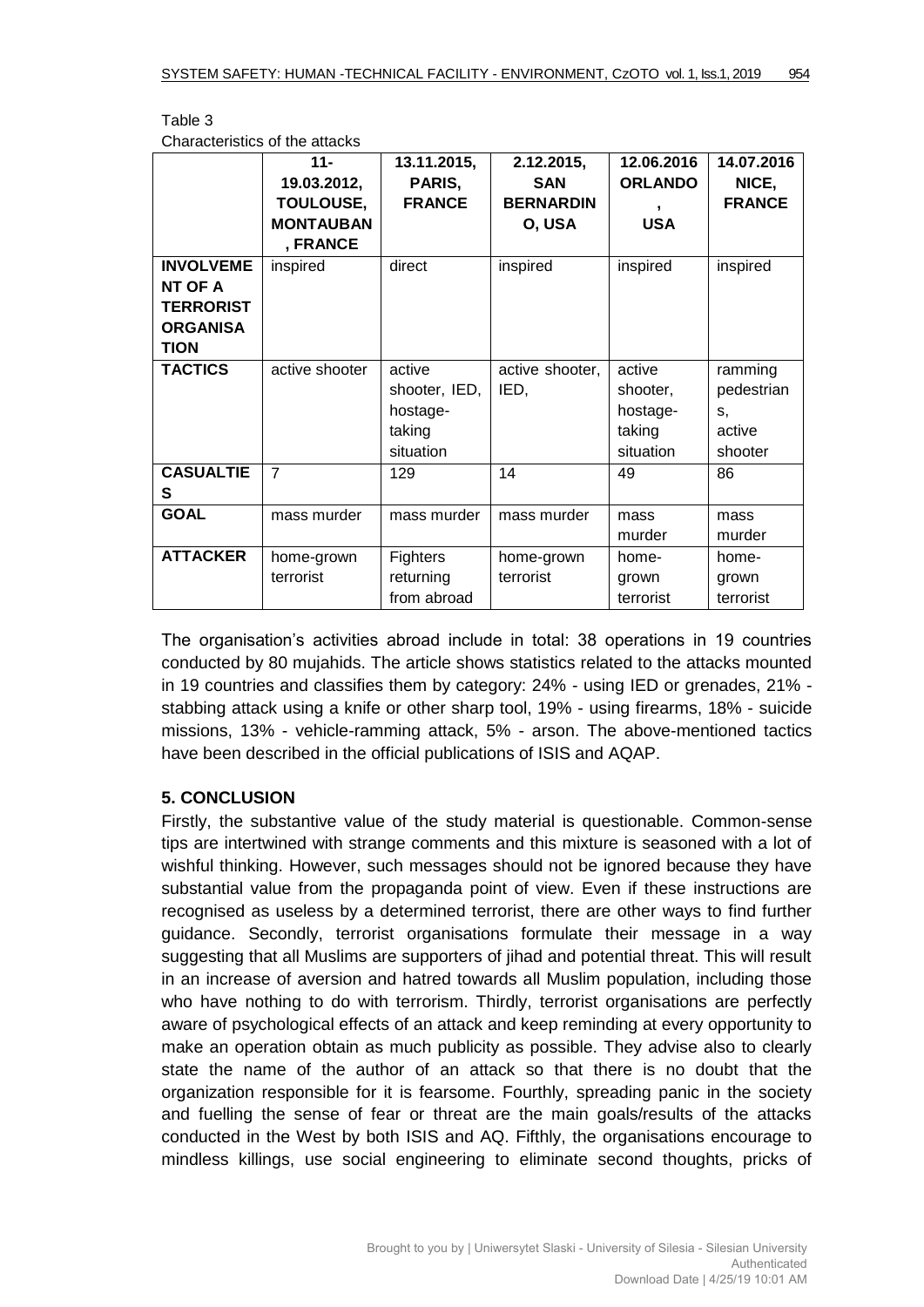Table 3

Characteristics of the attacks

| | 11-19.03.2012, TOULOUSE, MONTAUBAN, FRANCE | 13.11.2015, PARIS, FRANCE | 2.12.2015, SAN BERNARDINO, USA | 12.06.2016 ORLANDO, USA | 14.07.2016 NICE, FRANCE |
|---|---|---|---|---|---|
| **INVOLVEMENT OF A TERRORIST ORGANISATION** | inspired | direct | inspired | inspired | inspired |
| **TACTICS** | active shooter | active shooter, IED, hostage-taking situation | active shooter, IED, | active shooter, hostage-taking situation | ramming pedestrians, active shooter |
| **CASUALTIES** | 7 | 129 | 14 | 49 | 86 |
| **GOAL** | mass murder | mass murder | mass murder | mass murder | mass murder |
| **ATTACKER** | home-grown terrorist | Fighters returning from abroad | home-grown terrorist | home-grown terrorist | home-grown terrorist |

The organisation's activities abroad include in total: 38 operations in 19 countries conducted by 80 mujahids. The article shows statistics related to the attacks mounted in 19 countries and classifies them by category: 24% - using IED or grenades, 21% - stabbing attack using a knife or other sharp tool, 19% - using firearms, 18% - suicide missions, 13% - vehicle-ramming attack, 5% - arson. The above-mentioned tactics have been described in the official publications of ISIS and AQAP.

## 5. CONCLUSION

Firstly, the substantive value of the study material is questionable. Common-sense tips are intertwined with strange comments and this mixture is seasoned with a lot of wishful thinking. However, such messages should not be ignored because they have substantial value from the propaganda point of view. Even if these instructions are recognised as useless by a determined terrorist, there are other ways to find further guidance. Secondly, terrorist organisations formulate their message in a way suggesting that all Muslims are supporters of jihad and potential threat. This will result in an increase of aversion and hatred towards all Muslim population, including those who have nothing to do with terrorism. Thirdly, terrorist organisations are perfectly aware of psychological effects of an attack and keep reminding at every opportunity to make an operation obtain as much publicity as possible. They advise also to clearly state the name of the author of an attack so that there is no doubt that the organization responsible for it is fearsome. Fourthly, spreading panic in the society and fuelling the sense of fear or threat are the main goals/results of the attacks conducted in the West by both ISIS and AQ. Fifthly, the organisations encourage to mindless killings, use social engineering to eliminate second thoughts, pricks of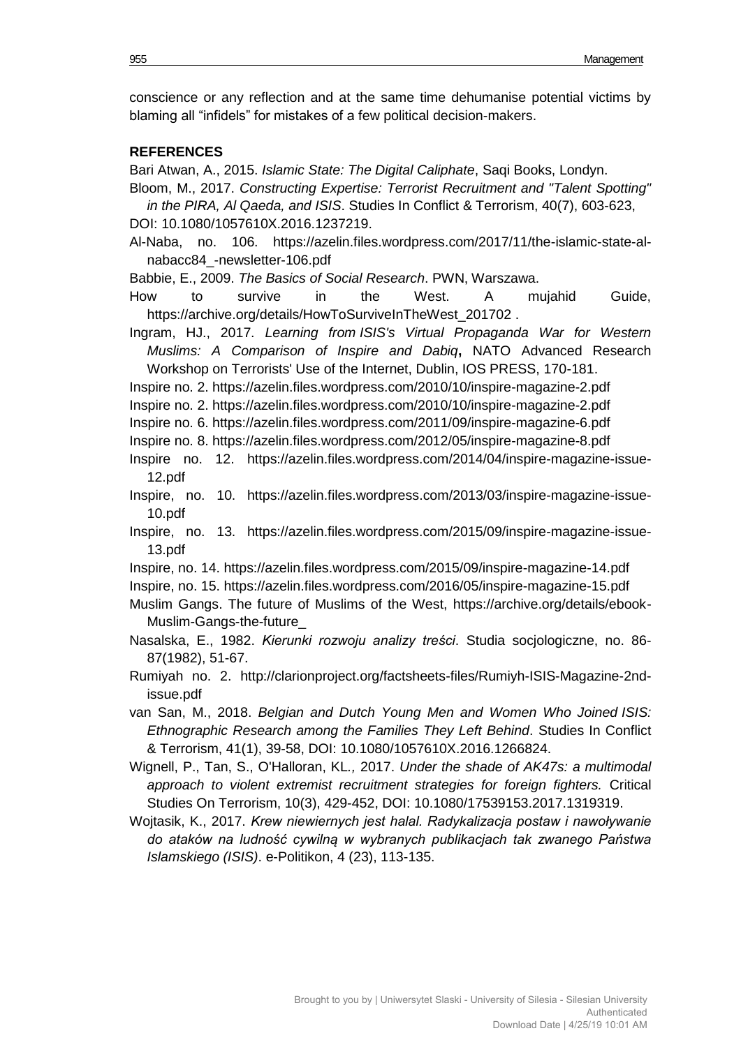conscience or any reflection and at the same time dehumanise potential victims by blaming all "infidels" for mistakes of a few political decision-makers.

## REFERENCES

Bari Atwan, A., 2015. *Islamic State: The Digital Caliphate*, Saqi Books, Londyn.

Bloom, M., 2017. *Constructing Expertise: Terrorist Recruitment and "Talent Spotting" in the PIRA, Al Qaeda, and ISIS*. Studies In Conflict & Terrorism, 40(7), 603-623, DOI: 10.1080/1057610X.2016.1237219.

Al-Naba, no. 106. https://azelin.files.wordpress.com/2017/11/the-islamic-state-al-nabacc84_-newsletter-106.pdf

Babbie, E., 2009. *The Basics of Social Research*. PWN, Warszawa.

How to survive in the West. A mujahid Guide, https://archive.org/details/HowToSurviveInTheWest_201702 .

Ingram, HJ., 2017. *Learning from ISIS's Virtual Propaganda War for Western Muslims: A Comparison of Inspire and Dabiq*, NATO Advanced Research Workshop on Terrorists' Use of the Internet, Dublin, IOS PRESS, 170-181.

Inspire no. 2. https://azelin.files.wordpress.com/2010/10/inspire-magazine-2.pdf

Inspire no. 2. https://azelin.files.wordpress.com/2010/10/inspire-magazine-2.pdf

Inspire no. 6. https://azelin.files.wordpress.com/2011/09/inspire-magazine-6.pdf

Inspire no. 8. https://azelin.files.wordpress.com/2012/05/inspire-magazine-8.pdf

Inspire no. 12. https://azelin.files.wordpress.com/2014/04/inspire-magazine-issue-12.pdf

Inspire, no. 10. https://azelin.files.wordpress.com/2013/03/inspire-magazine-issue-10.pdf

Inspire, no. 13. https://azelin.files.wordpress.com/2015/09/inspire-magazine-issue-13.pdf

Inspire, no. 14. https://azelin.files.wordpress.com/2015/09/inspire-magazine-14.pdf

Inspire, no. 15. https://azelin.files.wordpress.com/2016/05/inspire-magazine-15.pdf

Muslim Gangs. The future of Muslims of the West, https://archive.org/details/ebook-Muslim-Gangs-the-future_

Nasalska, E., 1982. *Kierunki rozwoju analizy treści*. Studia socjologiczne, no. 86-87(1982), 51-67.

Rumiyah no. 2. http://clarionproject.org/factsheets-files/Rumiyh-ISIS-Magazine-2nd-issue.pdf

van San, M., 2018. *Belgian and Dutch Young Men and Women Who Joined ISIS: Ethnographic Research among the Families They Left Behind*. Studies In Conflict & Terrorism, 41(1), 39-58, DOI: 10.1080/1057610X.2016.1266824.

Wignell, P., Tan, S., O'Halloran, KL., 2017. *Under the shade of AK47s: a multimodal approach to violent extremist recruitment strategies for foreign fighters.* Critical Studies On Terrorism, 10(3), 429-452, DOI: 10.1080/17539153.2017.1319319.

Wojtasik, K., 2017. *Krew niewiernych jest halal. Radykalizacja postaw i nawoływanie do ataków na ludność cywilną w wybranych publikacjach tak zwanego Państwa Islamskiego (ISIS)*. e-Politikon, 4 (23), 113-135.